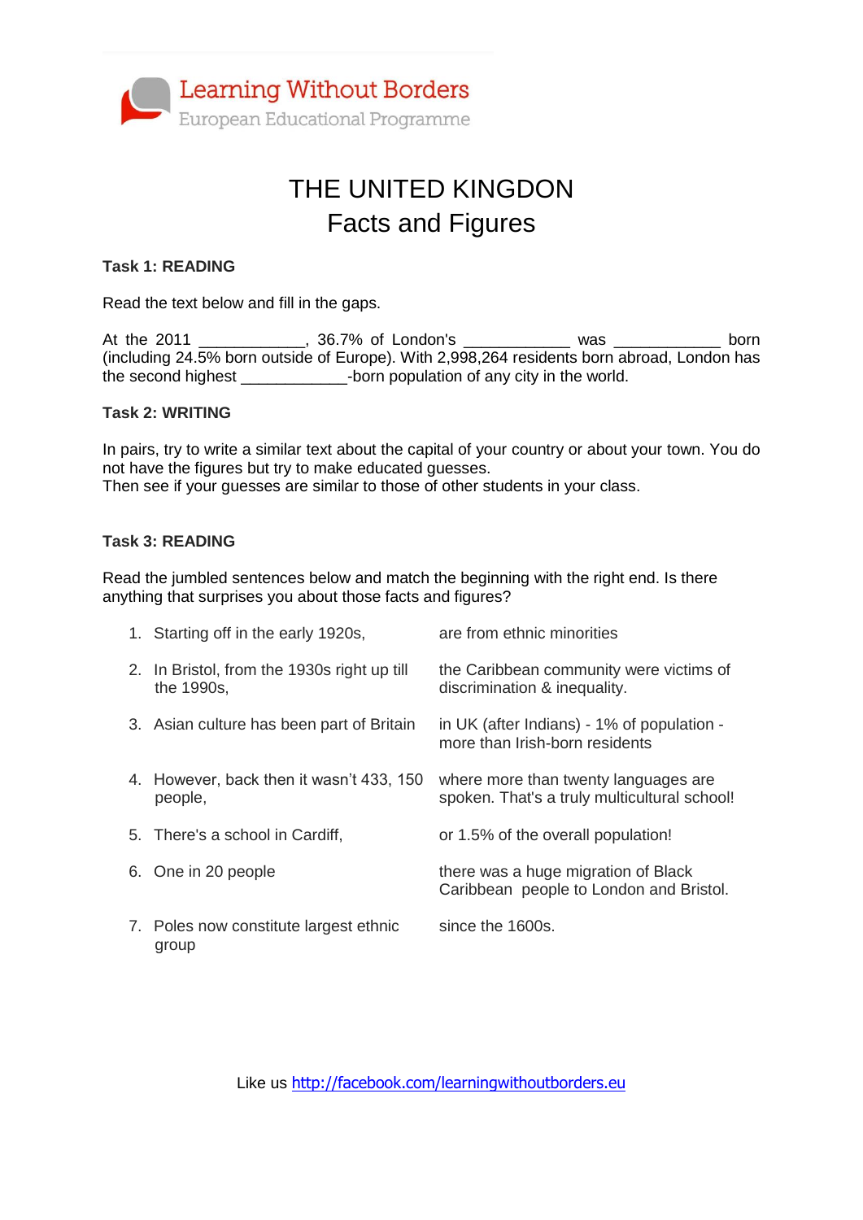Learning Without Borders
European Educational Programme

# THE UNITED KINGDOM
## Facts and Figures

**Task 1: READING**

Read the text below and fill in the gaps.

At the 2011 ____________, 36.7% of London's ____________ was ____________ born (including 24.5% born outside of Europe). With 2,998,264 residents born abroad, London has the second highest ____________-born population of any city in the world.

**Task 2: WRITING**

In pairs, try to write a similar text about the capital of your country or about your town. You do not have the figures but try to make educated guesses.
Then see if your guesses are similar to those of other students in your class.

**Task 3: READING**

Read the jumbled sentences below and match the beginning with the right end. Is there anything that surprises you about those facts and figures?

| | |
|---|---|
| 1. Starting off in the early 1920s, | are from ethnic minorities |
| 2. In Bristol, from the 1930s right up till the 1990s, | the Caribbean community were victims of discrimination & inequality. |
| 3. Asian culture has been part of Britain | in UK (after Indians) - 1% of population - more than Irish-born residents |
| 4. However, back then it wasn't 433, 150 people, | where more than twenty languages are spoken. That's a truly multicultural school! |
| 5. There's a school in Cardiff, | or 1.5% of the overall population! |
| 6. One in 20 people | there was a huge migration of Black Caribbean people to London and Bristol. |
| 7. Poles now constitute largest ethnic group | since the 1600s. |

Like us http://facebook.com/learningwithoutborders.eu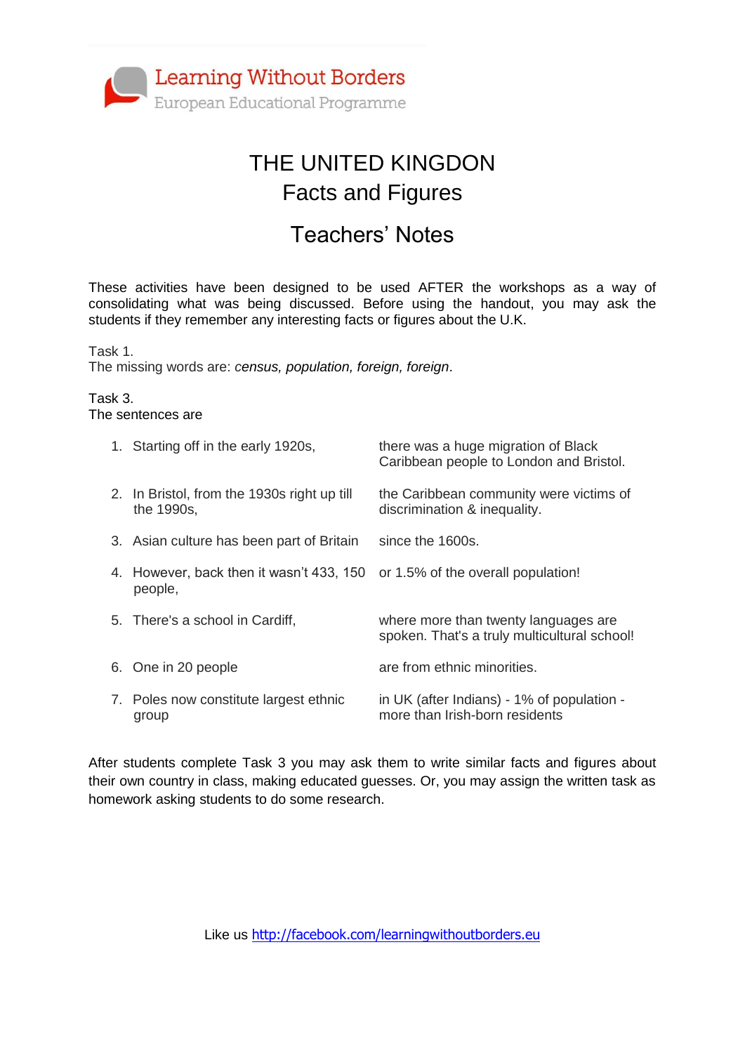Learning Without Borders
European Educational Programme

# THE UNITED KINGDON
# Facts and Figures

## Teachers' Notes

These activities have been designed to be used AFTER the workshops as a way of consolidating what was being discussed. Before using the handout, you may ask the students if they remember any interesting facts or figures about the U.K.

Task 1.
The missing words are: *census, population, foreign, foreign*.

Task 3.
The sentences are

| | |
|---|---|
| 1. Starting off in the early 1920s, | there was a huge migration of Black Caribbean people to London and Bristol. |
| 2. In Bristol, from the 1930s right up till the 1990s, | the Caribbean community were victims of discrimination & inequality. |
| 3. Asian culture has been part of Britain | since the 1600s. |
| 4. However, back then it wasn't 433, 150 people, | or 1.5% of the overall population! |
| 5. There's a school in Cardiff, | where more than twenty languages are spoken. That's a truly multicultural school! |
| 6. One in 20 people | are from ethnic minorities. |
| 7. Poles now constitute largest ethnic group | in UK (after Indians) - 1% of population - more than Irish-born residents |

After students complete Task 3 you may ask them to write similar facts and figures about their own country in class, making educated guesses. Or, you may assign the written task as homework asking students to do some research.

Like us http://facebook.com/learningwithoutborders.eu